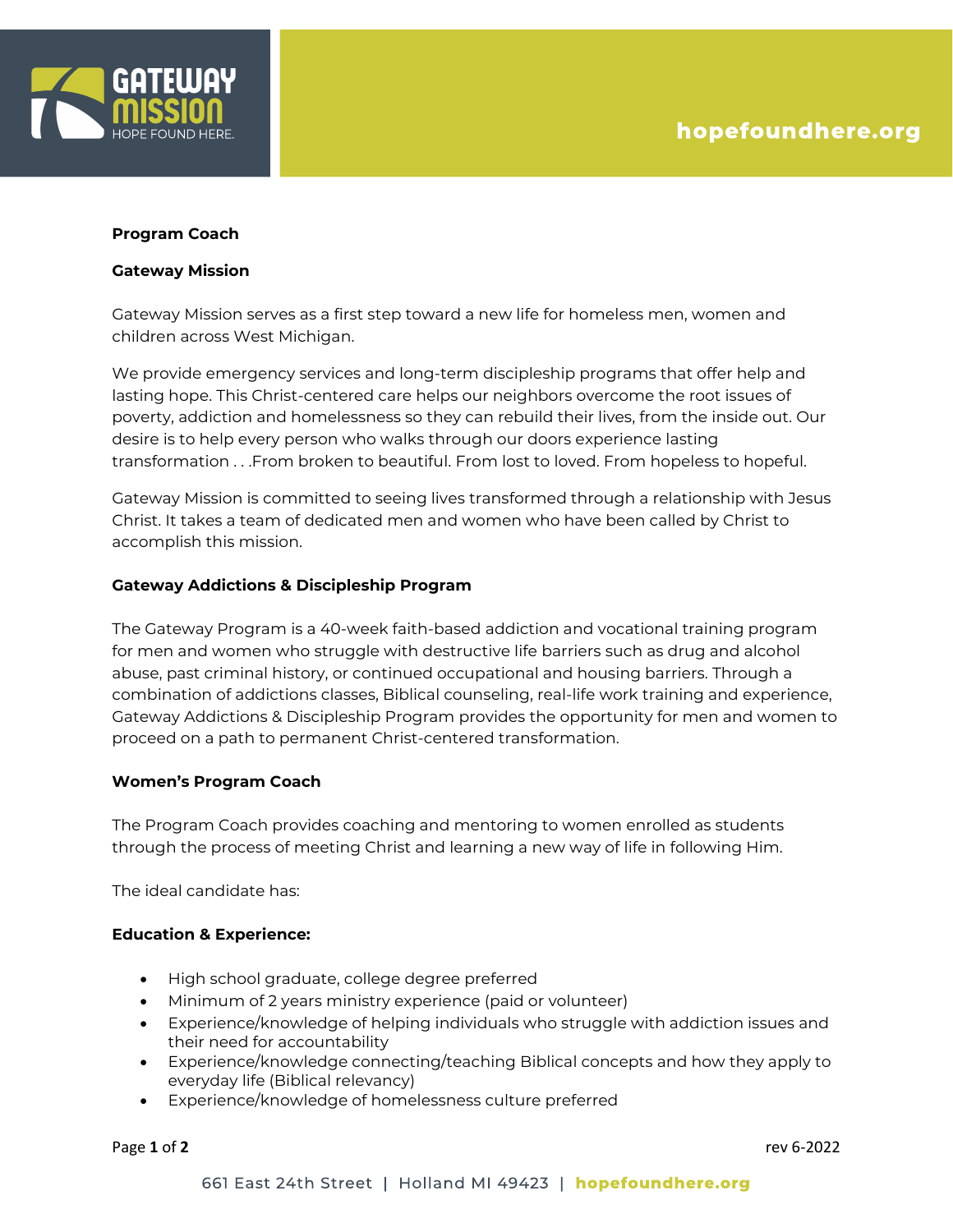**Program Coach**

**Gateway Mission**

Gateway Mission serves as a first step toward a new life for homeless men, women and children across West Michigan.

We provide emergency services and long-term discipleship programs that offer help and lasting hope. This Christ-centered care helps our neighbors overcome the root issues of poverty, addiction and homelessness so they can rebuild their lives, from the inside out. Our desire is to help every person who walks through our doors experience lasting transformation . . .From broken to beautiful. From lost to loved. From hopeless to hopeful.

Gateway Mission is committed to seeing lives transformed through a relationship with Jesus Christ. It takes a team of dedicated men and women who have been called by Christ to accomplish this mission.

**Gateway Addictions & Discipleship Program**

The Gateway Program is a 40-week faith-based addiction and vocational training program for men and women who struggle with destructive life barriers such as drug and alcohol abuse, past criminal history, or continued occupational and housing barriers. Through a combination of addictions classes, Biblical counseling, real-life work training and experience, Gateway Addictions & Discipleship Program provides the opportunity for men and women to proceed on a path to permanent Christ-centered transformation.

**Women's Program Coach**

The Program Coach provides coaching and mentoring to women enrolled as students through the process of meeting Christ and learning a new way of life in following Him.

The ideal candidate has:

**Education & Experience:**

- High school graduate, college degree preferred
- Minimum of 2 years ministry experience (paid or volunteer)
- Experience/knowledge of helping individuals who struggle with addiction issues and their need for accountability
- Experience/knowledge connecting/teaching Biblical concepts and how they apply to everyday life (Biblical relevancy)
- Experience/knowledge of homelessness culture preferred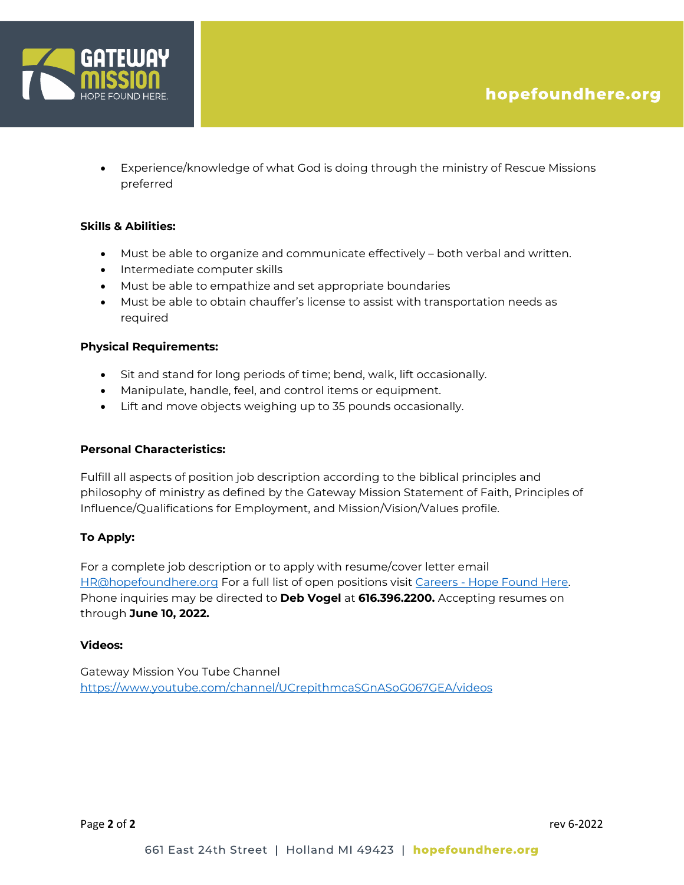- Experience/knowledge of what God is doing through the ministry of Rescue Missions preferred

**Skills & Abilities:**

- Must be able to organize and communicate effectively – both verbal and written.
- Intermediate computer skills
- Must be able to empathize and set appropriate boundaries
- Must be able to obtain chauffer's license to assist with transportation needs as required

**Physical Requirements:**

- Sit and stand for long periods of time; bend, walk, lift occasionally.
- Manipulate, handle, feel, and control items or equipment.
- Lift and move objects weighing up to 35 pounds occasionally.

**Personal Characteristics:**

Fulfill all aspects of position job description according to the biblical principles and philosophy of ministry as defined by the Gateway Mission Statement of Faith, Principles of Influence/Qualifications for Employment, and Mission/Vision/Values profile.

**To Apply:**

For a complete job description or to apply with resume/cover letter email HR@hopefoundhere.org For a full list of open positions visit Careers - Hope Found Here. Phone inquiries may be directed to **Deb Vogel** at **616.396.2200.** Accepting resumes on through **June 10, 2022.**

**Videos:**

Gateway Mission You Tube Channel
https://www.youtube.com/channel/UCrepithmcaSGnASoG067GEA/videos

rev 6-2022